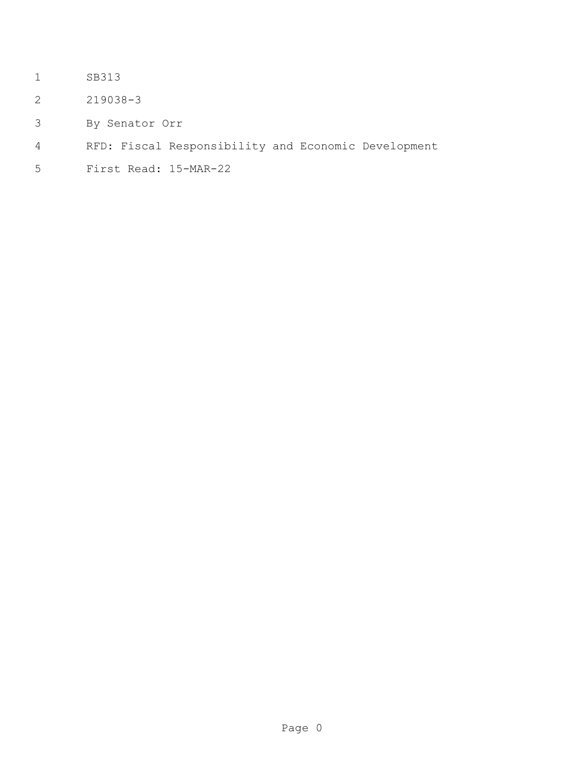SB313

219038-3

By Senator Orr

RFD: Fiscal Responsibility and Economic Development

First Read: 15-MAR-22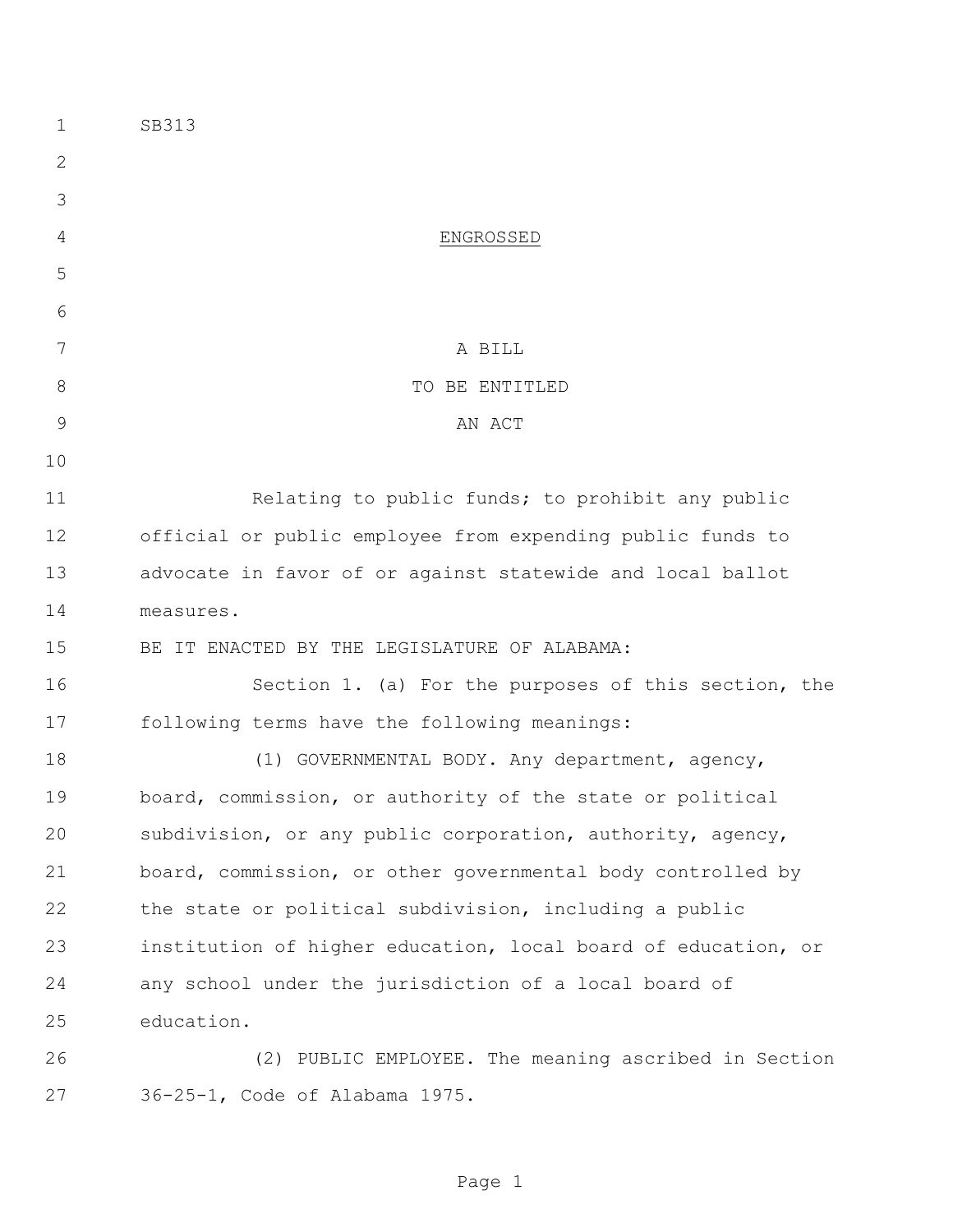SB313

ENGROSSED

A BILL
TO BE ENTITLED
AN ACT

Relating to public funds; to prohibit any public official or public employee from expending public funds to advocate in favor of or against statewide and local ballot measures.

BE IT ENACTED BY THE LEGISLATURE OF ALABAMA:

Section 1. (a) For the purposes of this section, the following terms have the following meanings:

(1) GOVERNMENTAL BODY. Any department, agency, board, commission, or authority of the state or political subdivision, or any public corporation, authority, agency, board, commission, or other governmental body controlled by the state or political subdivision, including a public institution of higher education, local board of education, or any school under the jurisdiction of a local board of education.

(2) PUBLIC EMPLOYEE. The meaning ascribed in Section 36-25-1, Code of Alabama 1975.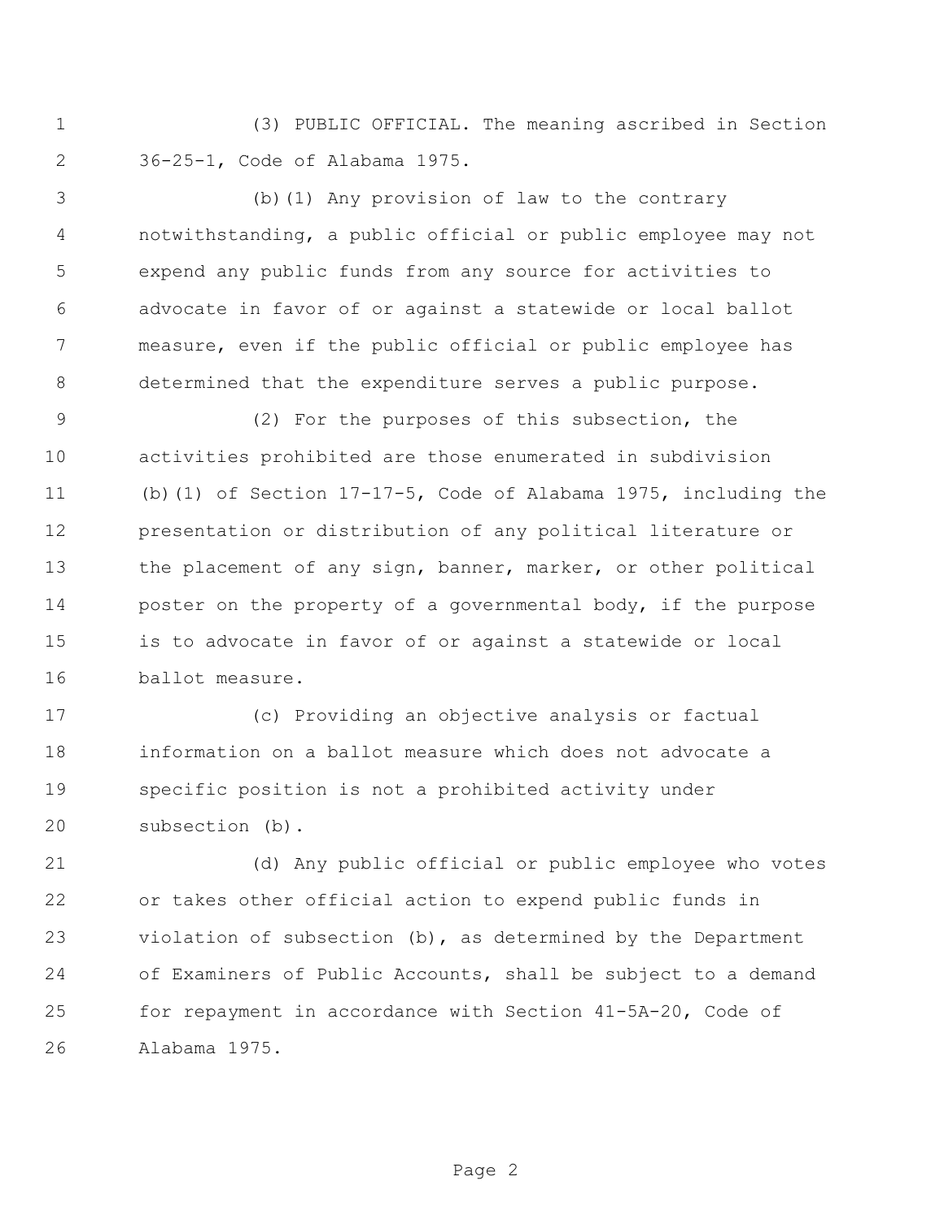(3) PUBLIC OFFICIAL. The meaning ascribed in Section 36-25-1, Code of Alabama 1975.

(b)(1) Any provision of law to the contrary notwithstanding, a public official or public employee may not expend any public funds from any source for activities to advocate in favor of or against a statewide or local ballot measure, even if the public official or public employee has determined that the expenditure serves a public purpose.

(2) For the purposes of this subsection, the activities prohibited are those enumerated in subdivision (b)(1) of Section 17-17-5, Code of Alabama 1975, including the presentation or distribution of any political literature or the placement of any sign, banner, marker, or other political poster on the property of a governmental body, if the purpose is to advocate in favor of or against a statewide or local ballot measure.

(c) Providing an objective analysis or factual information on a ballot measure which does not advocate a specific position is not a prohibited activity under subsection (b).

(d) Any public official or public employee who votes or takes other official action to expend public funds in violation of subsection (b), as determined by the Department of Examiners of Public Accounts, shall be subject to a demand for repayment in accordance with Section 41-5A-20, Code of Alabama 1975.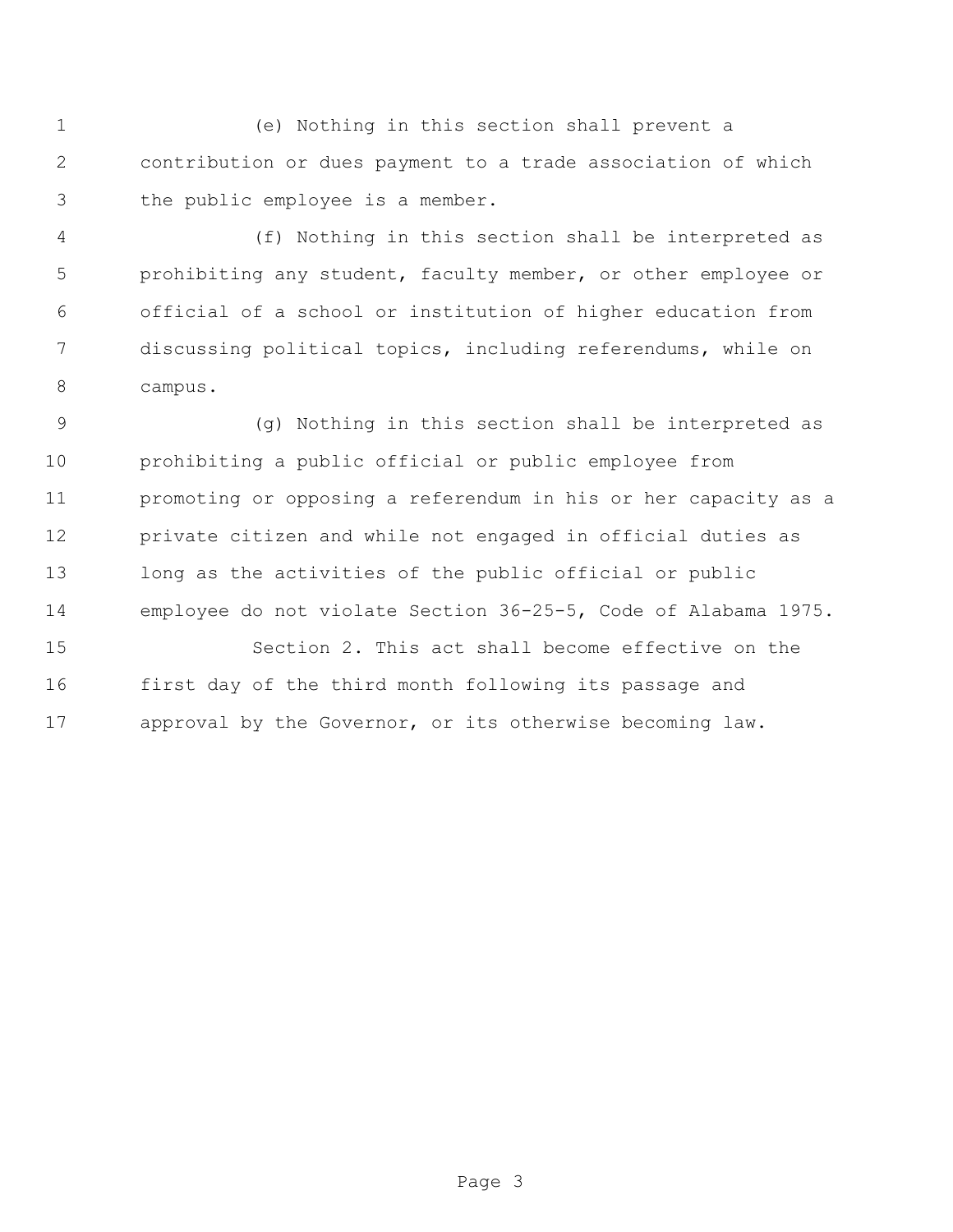(e) Nothing in this section shall prevent a contribution or dues payment to a trade association of which the public employee is a member.

(f) Nothing in this section shall be interpreted as prohibiting any student, faculty member, or other employee or official of a school or institution of higher education from discussing political topics, including referendums, while on campus.

(g) Nothing in this section shall be interpreted as prohibiting a public official or public employee from promoting or opposing a referendum in his or her capacity as a private citizen and while not engaged in official duties as long as the activities of the public official or public employee do not violate Section 36-25-5, Code of Alabama 1975.

Section 2. This act shall become effective on the first day of the third month following its passage and approval by the Governor, or its otherwise becoming law.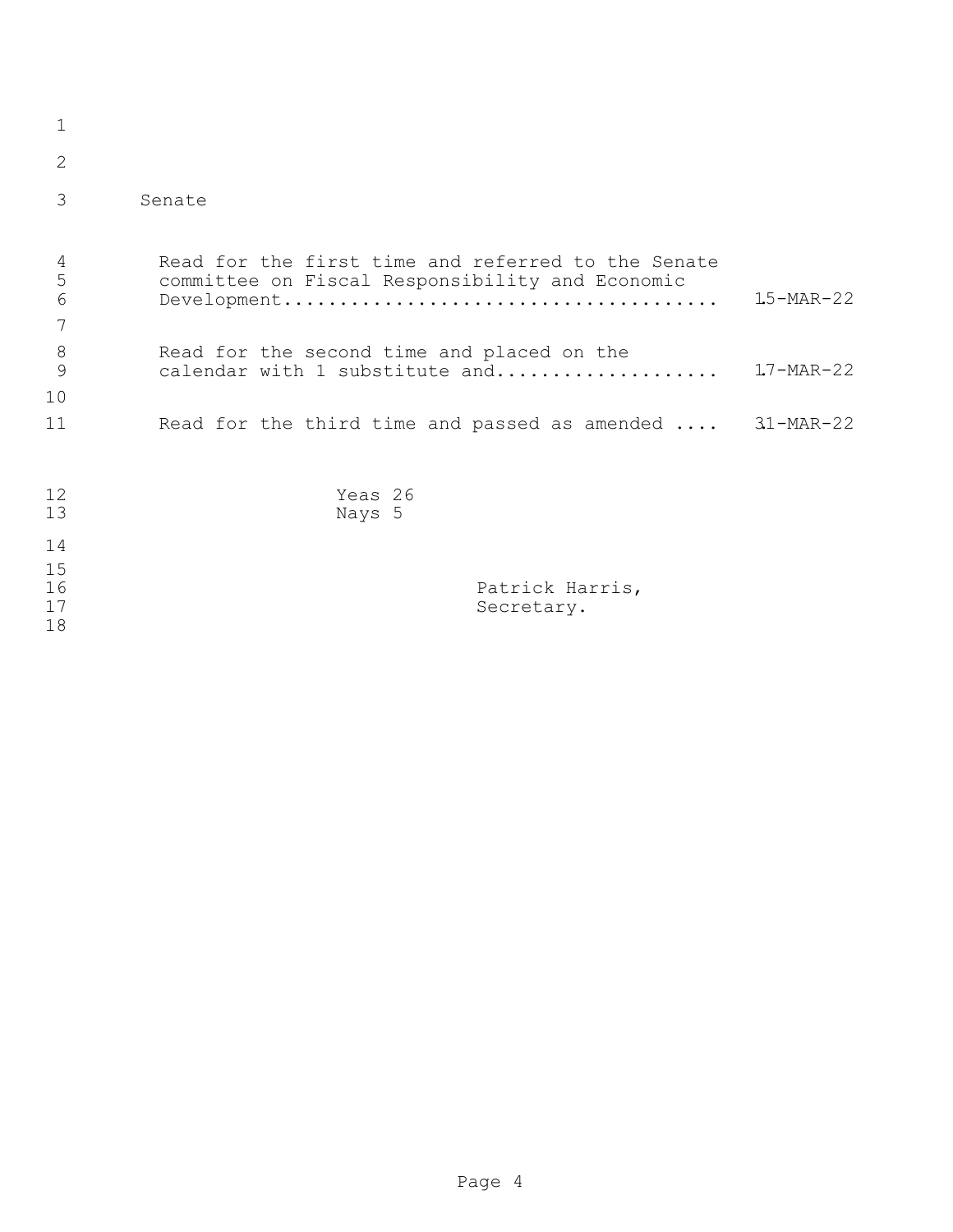Senate

Read for the first time and referred to the Senate committee on Fiscal Responsibility and Economic Development....................................... 15-MAR-22

Read for the second time and placed on the calendar with 1 substitute and.................... 17-MAR-22

Read for the third time and passed as amended .... 31-MAR-22

Yeas 26
Nays 5

Patrick Harris,
Secretary.